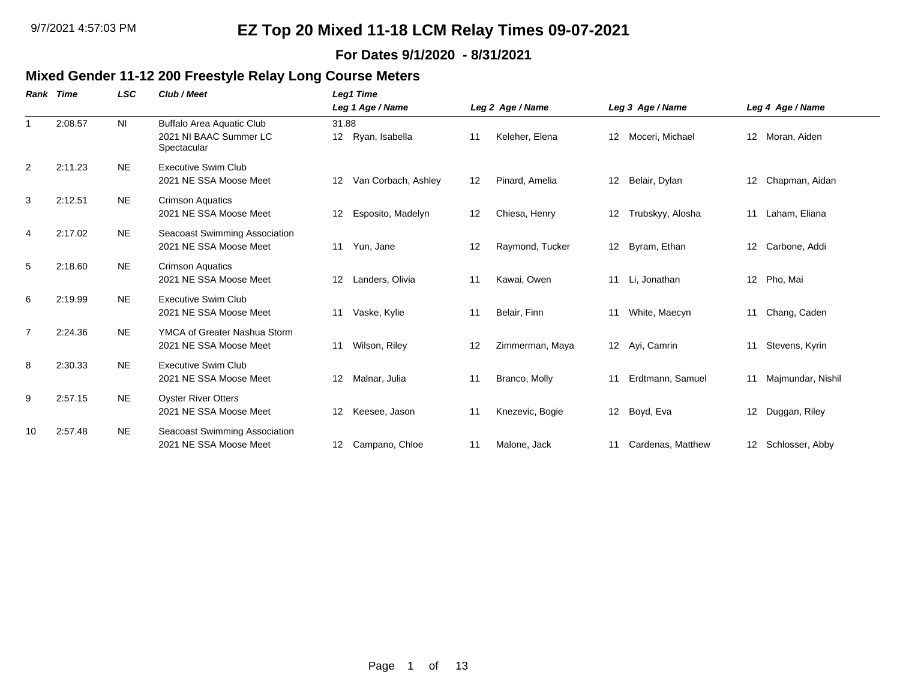# EZ Top 20 Mixed 11-18 LCM Relay Times 09-07-2021

**For Dates 9/1/2020 - 8/31/2021**

## Mixed Gender 11-12 200 Freestyle Relay Long Course Meters

| Rank | Time | LSC | Club / Meet | Leg1 Time / Leg 1 Age / Name | Leg 2 Age / Name | Leg 3 Age / Name | Leg 4 Age / Name |
|---|---|---|---|---|---|---|---|
| 1 | 2:08.57 | NI | Buffalo Area Aquatic Club<br>2021 NI BAAC Summer LC Spectacular | 31.88<br>12 Ryan, Isabella | 11 Keleher, Elena | 12 Moceri, Michael | 12 Moran, Aiden |
| 2 | 2:11.23 | NE | Executive Swim Club<br>2021 NE SSA Moose Meet | 12 Van Corbach, Ashley | 12 Pinard, Amelia | 12 Belair, Dylan | 12 Chapman, Aidan |
| 3 | 2:12.51 | NE | Crimson Aquatics<br>2021 NE SSA Moose Meet | 12 Esposito, Madelyn | 12 Chiesa, Henry | 12 Trubskyy, Alosha | 11 Laham, Eliana |
| 4 | 2:17.02 | NE | Seacoast Swimming Association<br>2021 NE SSA Moose Meet | 11 Yun, Jane | 12 Raymond, Tucker | 12 Byram, Ethan | 12 Carbone, Addi |
| 5 | 2:18.60 | NE | Crimson Aquatics<br>2021 NE SSA Moose Meet | 12 Landers, Olivia | 11 Kawai, Owen | 11 Li, Jonathan | 12 Pho, Mai |
| 6 | 2:19.99 | NE | Executive Swim Club<br>2021 NE SSA Moose Meet | 11 Vaske, Kylie | 11 Belair, Finn | 11 White, Maecyn | 11 Chang, Caden |
| 7 | 2:24.36 | NE | YMCA of Greater Nashua Storm<br>2021 NE SSA Moose Meet | 11 Wilson, Riley | 12 Zimmerman, Maya | 12 Ayi, Camrin | 11 Stevens, Kyrin |
| 8 | 2:30.33 | NE | Executive Swim Club<br>2021 NE SSA Moose Meet | 12 Malnar, Julia | 11 Branco, Molly | 11 Erdtmann, Samuel | 11 Majmundar, Nishil |
| 9 | 2:57.15 | NE | Oyster River Otters<br>2021 NE SSA Moose Meet | 12 Keesee, Jason | 11 Knezevic, Bogie | 12 Boyd, Eva | 12 Duggan, Riley |
| 10 | 2:57.48 | NE | Seacoast Swimming Association<br>2021 NE SSA Moose Meet | 12 Campano, Chloe | 11 Malone, Jack | 11 Cardenas, Matthew | 12 Schlosser, Abby |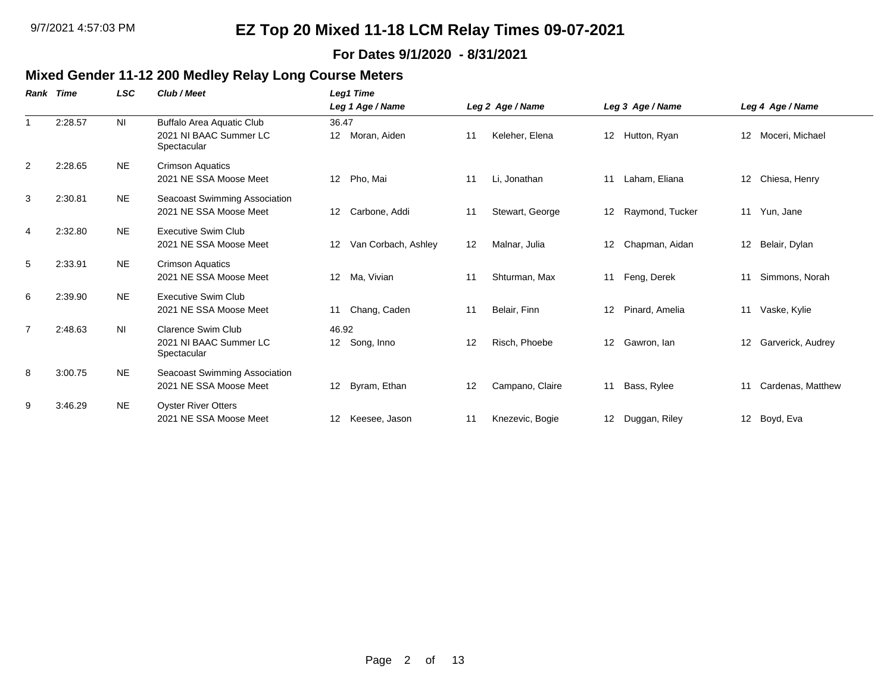# EZ Top 20 Mixed 11-18 LCM Relay Times 09-07-2021

**For Dates 9/1/2020 - 8/31/2021**

## Mixed Gender 11-12 200 Medley Relay Long Course Meters

| Rank | Time | LSC | Club / Meet | Leg1 Time / Leg 1 Age / Name | Leg 2 Age / Name | Leg 3 Age / Name | Leg 4 Age / Name |
|---|---|---|---|---|---|---|---|
| 1 | 2:28.57 | NI | Buffalo Area Aquatic Club<br>2021 NI BAAC Summer LC Spectacular | 36.47<br>12 Moran, Aiden | 11 Keleher, Elena | 12 Hutton, Ryan | 12 Moceri, Michael |
| 2 | 2:28.65 | NE | Crimson Aquatics<br>2021 NE SSA Moose Meet | 12 Pho, Mai | 11 Li, Jonathan | 11 Laham, Eliana | 12 Chiesa, Henry |
| 3 | 2:30.81 | NE | Seacoast Swimming Association<br>2021 NE SSA Moose Meet | 12 Carbone, Addi | 11 Stewart, George | 12 Raymond, Tucker | 11 Yun, Jane |
| 4 | 2:32.80 | NE | Executive Swim Club<br>2021 NE SSA Moose Meet | 12 Van Corbach, Ashley | 12 Malnar, Julia | 12 Chapman, Aidan | 12 Belair, Dylan |
| 5 | 2:33.91 | NE | Crimson Aquatics<br>2021 NE SSA Moose Meet | 12 Ma, Vivian | 11 Shturman, Max | 11 Feng, Derek | 11 Simmons, Norah |
| 6 | 2:39.90 | NE | Executive Swim Club<br>2021 NE SSA Moose Meet | 11 Chang, Caden | 11 Belair, Finn | 12 Pinard, Amelia | 11 Vaske, Kylie |
| 7 | 2:48.63 | NI | Clarence Swim Club<br>2021 NI BAAC Summer LC Spectacular | 46.92<br>12 Song, Inno | 12 Risch, Phoebe | 12 Gawron, Ian | 12 Garverick, Audrey |
| 8 | 3:00.75 | NE | Seacoast Swimming Association<br>2021 NE SSA Moose Meet | 12 Byram, Ethan | 12 Campano, Claire | 11 Bass, Rylee | 11 Cardenas, Matthew |
| 9 | 3:46.29 | NE | Oyster River Otters<br>2021 NE SSA Moose Meet | 12 Keesee, Jason | 11 Knezevic, Bogie | 12 Duggan, Riley | 12 Boyd, Eva |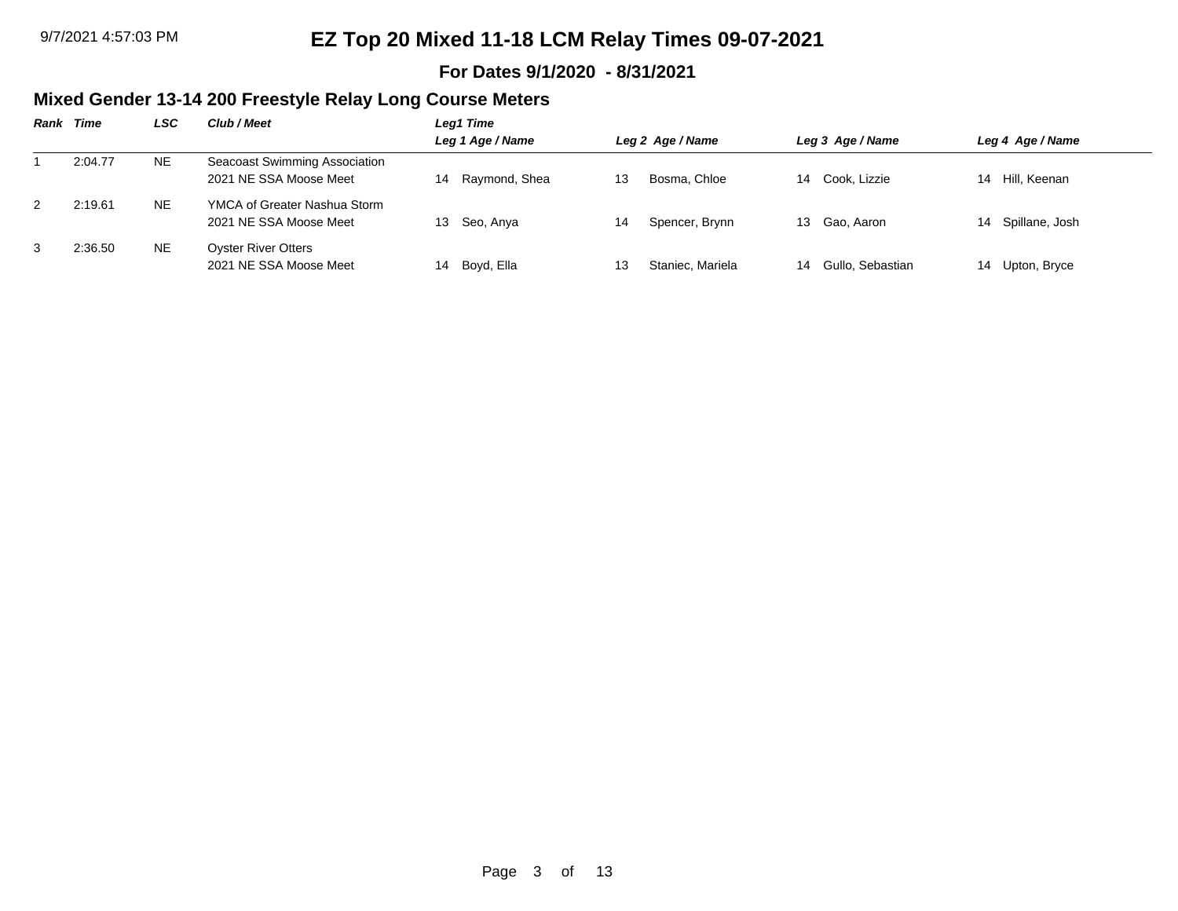# EZ Top 20 Mixed 11-18 LCM Relay Times 09-07-2021

**For Dates 9/1/2020 - 8/31/2021**

## Mixed Gender 13-14 200 Freestyle Relay Long Course Meters

| Rank | Time | LSC | Club / Meet | Leg1 Time<br>Leg 1 Age / Name | Leg 2 Age / Name | Leg 3 Age / Name | Leg 4 Age / Name |
|---|---|---|---|---|---|---|---|
| 1 | 2:04.77 | NE | Seacoast Swimming Association<br>2021 NE SSA Moose Meet | 14 Raymond, Shea | 13 Bosma, Chloe | 14 Cook, Lizzie | 14 Hill, Keenan |
| 2 | 2:19.61 | NE | YMCA of Greater Nashua Storm<br>2021 NE SSA Moose Meet | 13 Seo, Anya | 14 Spencer, Brynn | 13 Gao, Aaron | 14 Spillane, Josh |
| 3 | 2:36.50 | NE | Oyster River Otters<br>2021 NE SSA Moose Meet | 14 Boyd, Ella | 13 Staniec, Mariela | 14 Gullo, Sebastian | 14 Upton, Bryce |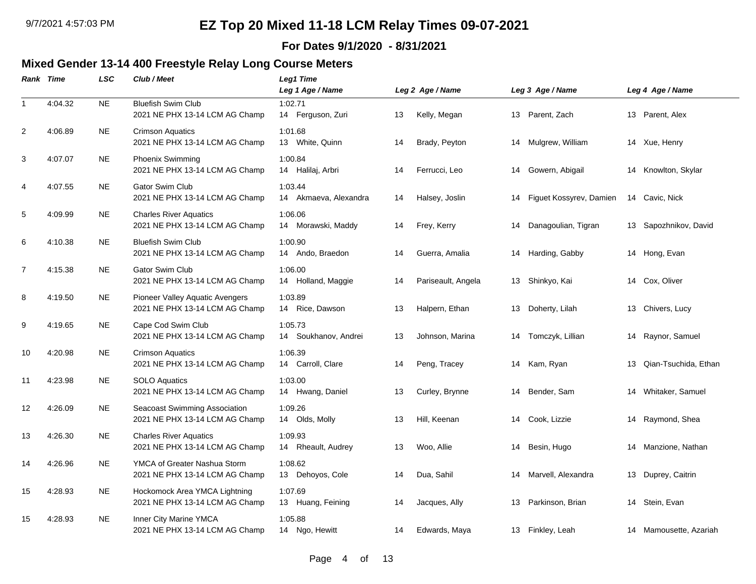# EZ Top 20 Mixed 11-18 LCM Relay Times 09-07-2021

**For Dates 9/1/2020 - 8/31/2021**

## Mixed Gender 13-14 400 Freestyle Relay Long Course Meters

| Rank | Time | LSC | Club / Meet | Leg1 Time / Leg 1 Age / Name | Leg 2 Age / Name | Leg 3 Age / Name | Leg 4 Age / Name |
|---|---|---|---|---|---|---|---|
| 1 | 4:04.32 | NE | Bluefish Swim Club<br>2021 NE PHX 13-14 LCM AG Champ | 1:02.71<br>14 Ferguson, Zuri | 13 Kelly, Megan | 13 Parent, Zach | 13 Parent, Alex |
| 2 | 4:06.89 | NE | Crimson Aquatics<br>2021 NE PHX 13-14 LCM AG Champ | 1:01.68<br>13 White, Quinn | 14 Brady, Peyton | 14 Mulgrew, William | 14 Xue, Henry |
| 3 | 4:07.07 | NE | Phoenix Swimming<br>2021 NE PHX 13-14 LCM AG Champ | 1:00.84<br>14 Halilaj, Arbri | 14 Ferrucci, Leo | 14 Gowern, Abigail | 14 Knowlton, Skylar |
| 4 | 4:07.55 | NE | Gator Swim Club<br>2021 NE PHX 13-14 LCM AG Champ | 1:03.44<br>14 Akmaeva, Alexandra | 14 Halsey, Joslin | 14 Figuet Kossyrev, Damien | 14 Cavic, Nick |
| 5 | 4:09.99 | NE | Charles River Aquatics<br>2021 NE PHX 13-14 LCM AG Champ | 1:06.06<br>14 Morawski, Maddy | 14 Frey, Kerry | 14 Danagoulian, Tigran | 13 Sapozhnikov, David |
| 6 | 4:10.38 | NE | Bluefish Swim Club<br>2021 NE PHX 13-14 LCM AG Champ | 1:00.90<br>14 Ando, Braedon | 14 Guerra, Amalia | 14 Harding, Gabby | 14 Hong, Evan |
| 7 | 4:15.38 | NE | Gator Swim Club<br>2021 NE PHX 13-14 LCM AG Champ | 1:06.00<br>14 Holland, Maggie | 14 Pariseault, Angela | 13 Shinkyo, Kai | 14 Cox, Oliver |
| 8 | 4:19.50 | NE | Pioneer Valley Aquatic Avengers<br>2021 NE PHX 13-14 LCM AG Champ | 1:03.89<br>14 Rice, Dawson | 13 Halpern, Ethan | 13 Doherty, Lilah | 13 Chivers, Lucy |
| 9 | 4:19.65 | NE | Cape Cod Swim Club<br>2021 NE PHX 13-14 LCM AG Champ | 1:05.73<br>14 Soukhanov, Andrei | 13 Johnson, Marina | 14 Tomczyk, Lillian | 14 Raynor, Samuel |
| 10 | 4:20.98 | NE | Crimson Aquatics<br>2021 NE PHX 13-14 LCM AG Champ | 1:06.39<br>14 Carroll, Clare | 14 Peng, Tracey | 14 Kam, Ryan | 13 Qian-Tsuchida, Ethan |
| 11 | 4:23.98 | NE | SOLO Aquatics<br>2021 NE PHX 13-14 LCM AG Champ | 1:03.00<br>14 Hwang, Daniel | 13 Curley, Brynne | 14 Bender, Sam | 14 Whitaker, Samuel |
| 12 | 4:26.09 | NE | Seacoast Swimming Association<br>2021 NE PHX 13-14 LCM AG Champ | 1:09.26<br>14 Olds, Molly | 13 Hill, Keenan | 14 Cook, Lizzie | 14 Raymond, Shea |
| 13 | 4:26.30 | NE | Charles River Aquatics<br>2021 NE PHX 13-14 LCM AG Champ | 1:09.93<br>14 Rheault, Audrey | 13 Woo, Allie | 14 Besin, Hugo | 14 Manzione, Nathan |
| 14 | 4:26.96 | NE | YMCA of Greater Nashua Storm<br>2021 NE PHX 13-14 LCM AG Champ | 1:08.62<br>13 Dehoyos, Cole | 14 Dua, Sahil | 14 Marvell, Alexandra | 13 Duprey, Caitrin |
| 15 | 4:28.93 | NE | Hockomock Area YMCA Lightning<br>2021 NE PHX 13-14 LCM AG Champ | 1:07.69<br>13 Huang, Feining | 14 Jacques, Ally | 13 Parkinson, Brian | 14 Stein, Evan |
| 15 | 4:28.93 | NE | Inner City Marine YMCA<br>2021 NE PHX 13-14 LCM AG Champ | 1:05.88<br>14 Ngo, Hewitt | 14 Edwards, Maya | 13 Finkley, Leah | 14 Mamousette, Azariah |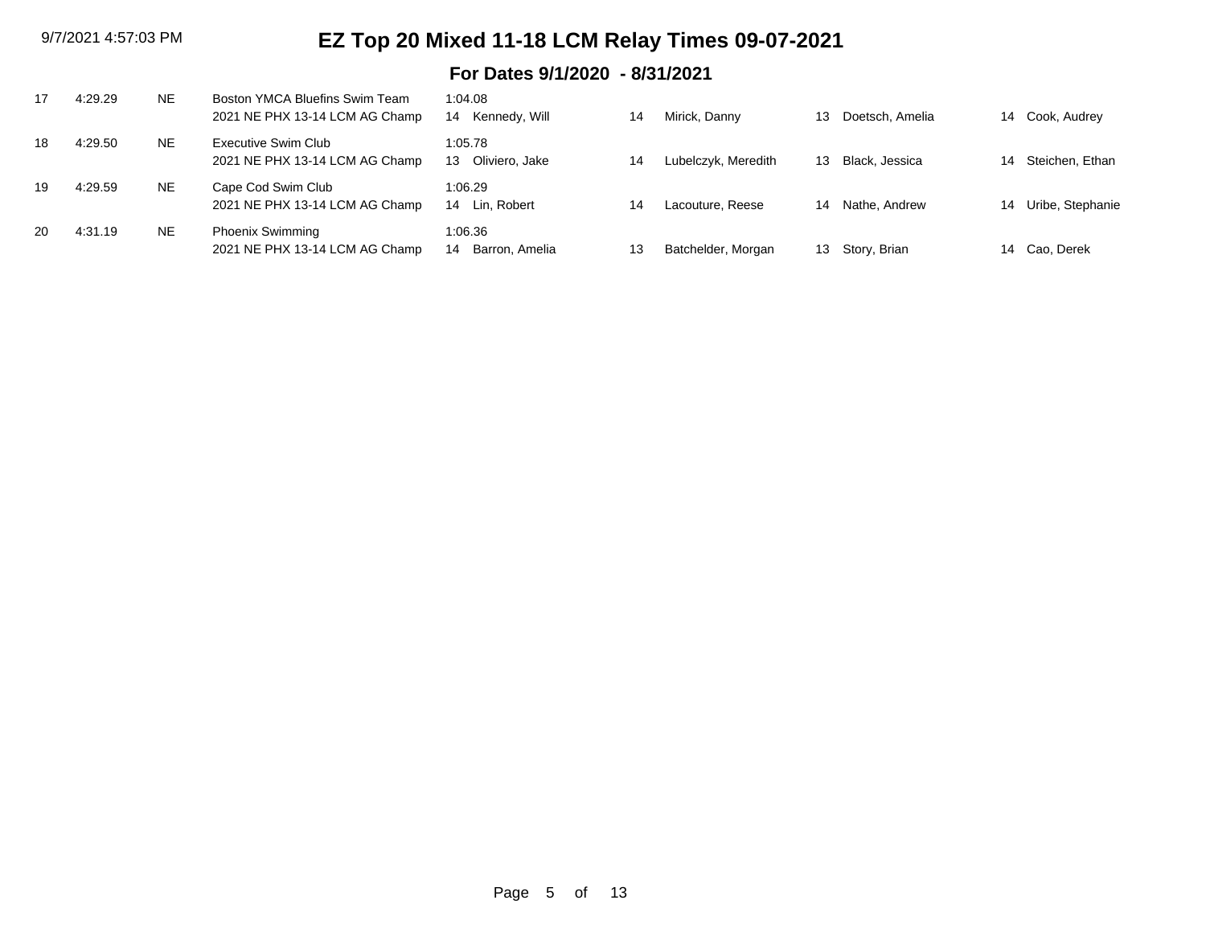# EZ Top 20 Mixed 11-18 LCM Relay Times 09-07-2021

## For Dates 9/1/2020 - 8/31/2021

| Rank | Time | LSC | Team / Meet | Split / Swimmer 1 | Age | Swimmer 2 | Age | Swimmer 3 | Age | Swimmer 4 |
|---|---|---|---|---|---|---|---|---|---|---|
| 17 | 4:29.29 | NE | Boston YMCA Bluefins Swim Team<br>2021 NE PHX 13-14 LCM AG Champ | 1:04.08<br>14 Kennedy, Will | 14 | Mirick, Danny | 13 | Doetsch, Amelia | 14 | Cook, Audrey |
| 18 | 4:29.50 | NE | Executive Swim Club<br>2021 NE PHX 13-14 LCM AG Champ | 1:05.78<br>13 Oliviero, Jake | 14 | Lubelczyk, Meredith | 13 | Black, Jessica | 14 | Steichen, Ethan |
| 19 | 4:29.59 | NE | Cape Cod Swim Club<br>2021 NE PHX 13-14 LCM AG Champ | 1:06.29<br>14 Lin, Robert | 14 | Lacouture, Reese | 14 | Nathe, Andrew | 14 | Uribe, Stephanie |
| 20 | 4:31.19 | NE | Phoenix Swimming<br>2021 NE PHX 13-14 LCM AG Champ | 1:06.36<br>14 Barron, Amelia | 13 | Batchelder, Morgan | 13 | Story, Brian | 14 | Cao, Derek |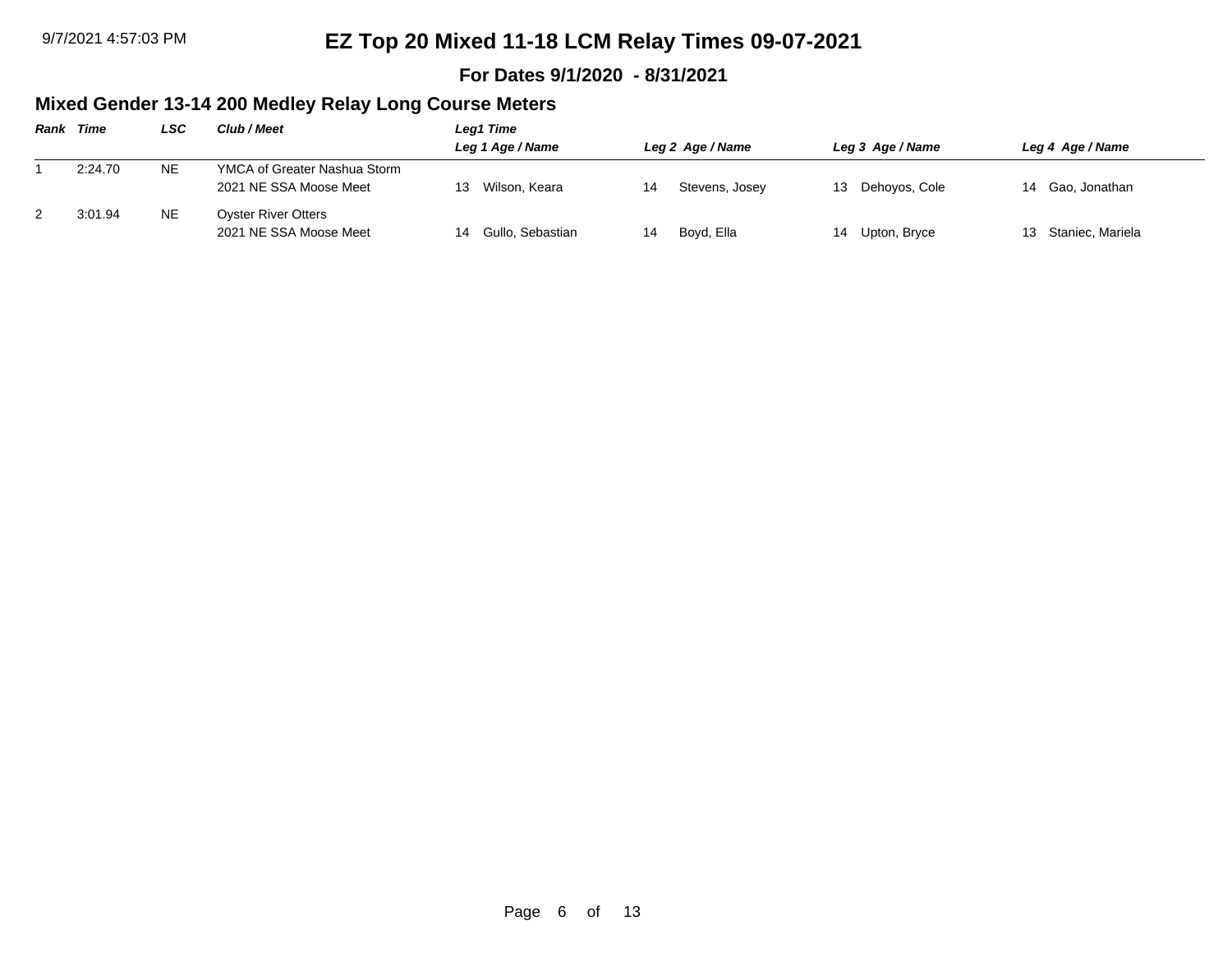# EZ Top 20 Mixed 11-18 LCM Relay Times 09-07-2021

**For Dates 9/1/2020 - 8/31/2021**

## Mixed Gender 13-14 200 Medley Relay Long Course Meters

| Rank | Time | LSC | Club / Meet | Leg1 Time<br>Leg 1 Age / Name | Leg 2 Age / Name | Leg 3 Age / Name | Leg 4 Age / Name |
|---|---|---|---|---|---|---|---|
| 1 | 2:24.70 | NE | YMCA of Greater Nashua Storm<br>2021 NE SSA Moose Meet | 13 Wilson, Keara | 14 Stevens, Josey | 13 Dehoyos, Cole | 14 Gao, Jonathan |
| 2 | 3:01.94 | NE | Oyster River Otters<br>2021 NE SSA Moose Meet | 14 Gullo, Sebastian | 14 Boyd, Ella | 14 Upton, Bryce | 13 Staniec, Mariela |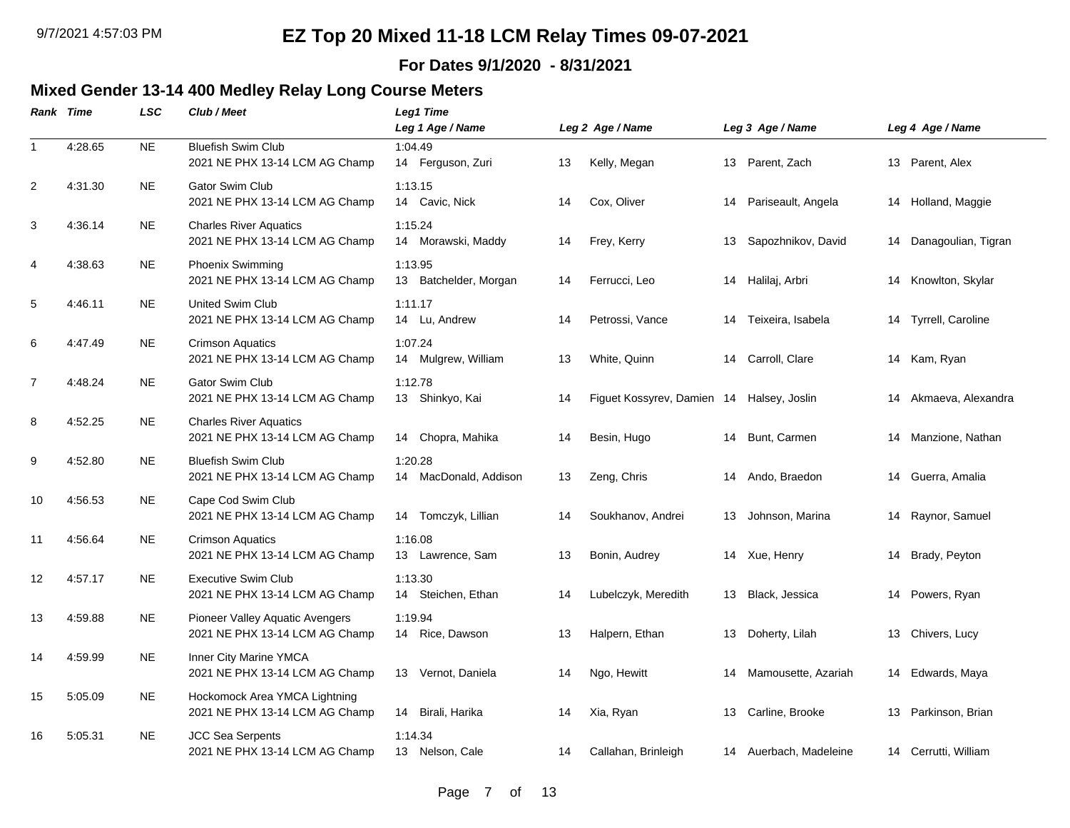# EZ Top 20 Mixed 11-18 LCM Relay Times 09-07-2021

**For Dates 9/1/2020 - 8/31/2021**

## Mixed Gender 13-14 400 Medley Relay Long Course Meters

| Rank | Time | LSC | Club / Meet | Leg1 Time / Leg 1 Age / Name | Leg 2 Age / Name | Leg 3 Age / Name | Leg 4 Age / Name |
|---|---|---|---|---|---|---|---|
| 1 | 4:28.65 | NE | Bluefish Swim Club<br>2021 NE PHX 13-14 LCM AG Champ | 1:04.49<br>14 Ferguson, Zuri | 13 Kelly, Megan | 13 Parent, Zach | 13 Parent, Alex |
| 2 | 4:31.30 | NE | Gator Swim Club<br>2021 NE PHX 13-14 LCM AG Champ | 1:13.15<br>14 Cavic, Nick | 14 Cox, Oliver | 14 Pariseault, Angela | 14 Holland, Maggie |
| 3 | 4:36.14 | NE | Charles River Aquatics<br>2021 NE PHX 13-14 LCM AG Champ | 1:15.24<br>14 Morawski, Maddy | 14 Frey, Kerry | 13 Sapozhnikov, David | 14 Danagoulian, Tigran |
| 4 | 4:38.63 | NE | Phoenix Swimming<br>2021 NE PHX 13-14 LCM AG Champ | 1:13.95<br>13 Batchelder, Morgan | 14 Ferrucci, Leo | 14 Halilaj, Arbri | 14 Knowlton, Skylar |
| 5 | 4:46.11 | NE | United Swim Club<br>2021 NE PHX 13-14 LCM AG Champ | 1:11.17<br>14 Lu, Andrew | 14 Petrossi, Vance | 14 Teixeira, Isabela | 14 Tyrrell, Caroline |
| 6 | 4:47.49 | NE | Crimson Aquatics<br>2021 NE PHX 13-14 LCM AG Champ | 1:07.24<br>14 Mulgrew, William | 13 White, Quinn | 14 Carroll, Clare | 14 Kam, Ryan |
| 7 | 4:48.24 | NE | Gator Swim Club<br>2021 NE PHX 13-14 LCM AG Champ | 1:12.78<br>13 Shinkyo, Kai | 14 Figuet Kossyrev, Damien | 14 Halsey, Joslin | 14 Akmaeva, Alexandra |
| 8 | 4:52.25 | NE | Charles River Aquatics<br>2021 NE PHX 13-14 LCM AG Champ | 14 Chopra, Mahika | 14 Besin, Hugo | 14 Bunt, Carmen | 14 Manzione, Nathan |
| 9 | 4:52.80 | NE | Bluefish Swim Club<br>2021 NE PHX 13-14 LCM AG Champ | 1:20.28<br>14 MacDonald, Addison | 13 Zeng, Chris | 14 Ando, Braedon | 14 Guerra, Amalia |
| 10 | 4:56.53 | NE | Cape Cod Swim Club<br>2021 NE PHX 13-14 LCM AG Champ | 14 Tomczyk, Lillian | 14 Soukhanov, Andrei | 13 Johnson, Marina | 14 Raynor, Samuel |
| 11 | 4:56.64 | NE | Crimson Aquatics<br>2021 NE PHX 13-14 LCM AG Champ | 1:16.08<br>13 Lawrence, Sam | 13 Bonin, Audrey | 14 Xue, Henry | 14 Brady, Peyton |
| 12 | 4:57.17 | NE | Executive Swim Club<br>2021 NE PHX 13-14 LCM AG Champ | 1:13.30<br>14 Steichen, Ethan | 14 Lubelczyk, Meredith | 13 Black, Jessica | 14 Powers, Ryan |
| 13 | 4:59.88 | NE | Pioneer Valley Aquatic Avengers<br>2021 NE PHX 13-14 LCM AG Champ | 1:19.94<br>14 Rice, Dawson | 13 Halpern, Ethan | 13 Doherty, Lilah | 13 Chivers, Lucy |
| 14 | 4:59.99 | NE | Inner City Marine YMCA<br>2021 NE PHX 13-14 LCM AG Champ | 13 Vernot, Daniela | 14 Ngo, Hewitt | 14 Mamousette, Azariah | 14 Edwards, Maya |
| 15 | 5:05.09 | NE | Hockomock Area YMCA Lightning<br>2021 NE PHX 13-14 LCM AG Champ | 14 Birali, Harika | 14 Xia, Ryan | 13 Carline, Brooke | 13 Parkinson, Brian |
| 16 | 5:05.31 | NE | JCC Sea Serpents<br>2021 NE PHX 13-14 LCM AG Champ | 1:14.34<br>13 Nelson, Cale | 14 Callahan, Brinleigh | 14 Auerbach, Madeleine | 14 Cerrutti, William |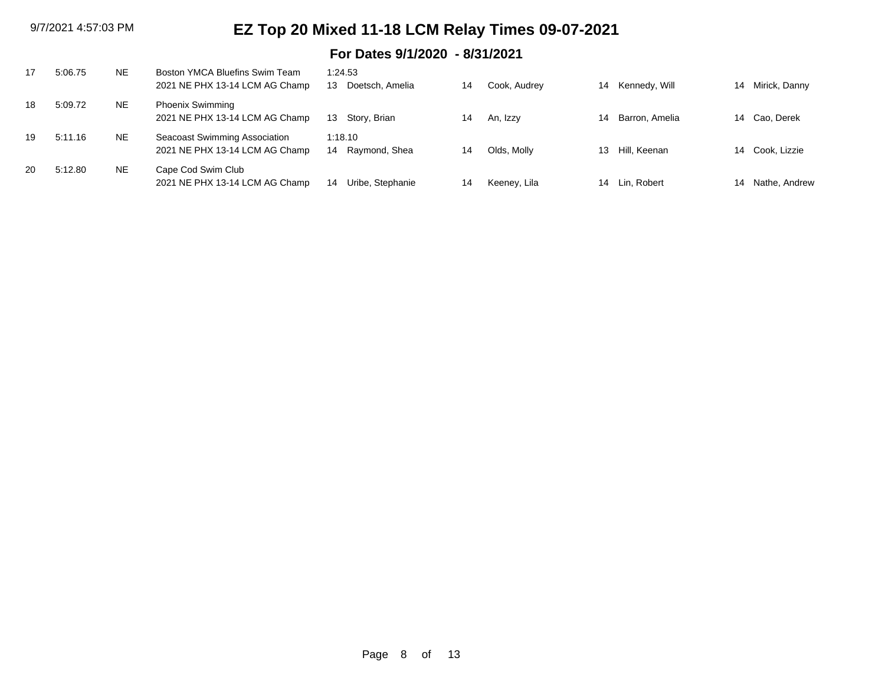# EZ Top 20 Mixed 11-18 LCM Relay Times 09-07-2021

## For Dates 9/1/2020 - 8/31/2021

| Rank | Time | LSC | Team / Meet | Swimmer 1 | Age | Swimmer 2 | Age | Swimmer 3 | Age | Swimmer 4 |
|---|---|---|---|---|---|---|---|---|---|---|
| 17 | 5:06.75 | NE | Boston YMCA Bluefins Swim Team<br>2021 NE PHX 13-14 LCM AG Champ | 1:24.53<br>13 Doetsch, Amelia | 14 | Cook, Audrey | 14 | Kennedy, Will | 14 | Mirick, Danny |
| 18 | 5:09.72 | NE | Phoenix Swimming<br>2021 NE PHX 13-14 LCM AG Champ | 13 Story, Brian | 14 | An, Izzy | 14 | Barron, Amelia | 14 | Cao, Derek |
| 19 | 5:11.16 | NE | Seacoast Swimming Association<br>2021 NE PHX 13-14 LCM AG Champ | 1:18.10<br>14 Raymond, Shea | 14 | Olds, Molly | 13 | Hill, Keenan | 14 | Cook, Lizzie |
| 20 | 5:12.80 | NE | Cape Cod Swim Club<br>2021 NE PHX 13-14 LCM AG Champ | 14 Uribe, Stephanie | 14 | Keeney, Lila | 14 | Lin, Robert | 14 | Nathe, Andrew |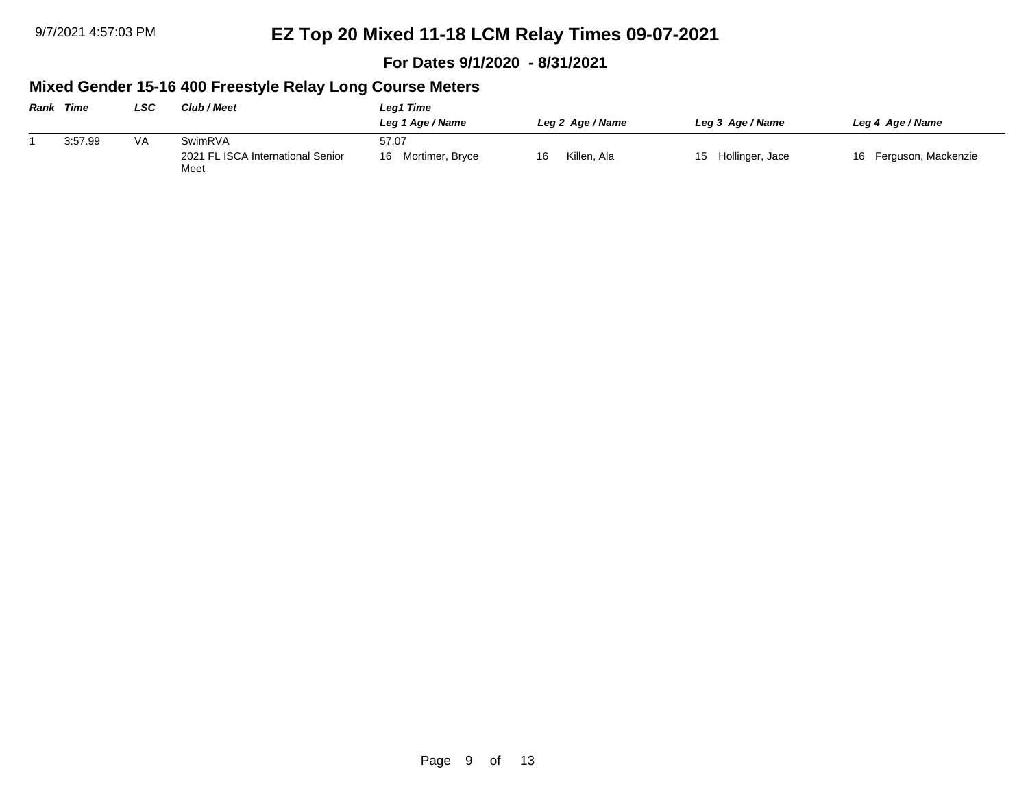# EZ Top 20 Mixed 11-18 LCM Relay Times 09-07-2021

**For Dates 9/1/2020 - 8/31/2021**

## Mixed Gender 15-16 400 Freestyle Relay Long Course Meters

| *Rank* | *Time* | *LSC* | *Club / Meet* | *Leg1 Time* / *Leg 1 Age / Name* | *Leg 2 Age / Name* | *Leg 3 Age / Name* | *Leg 4 Age / Name* |
|---|---|---|---|---|---|---|---|
| 1 | 3:57.99 | VA | SwimRVA | 57.07 | | | |
| | | | 2021 FL ISCA International Senior Meet | 16 Mortimer, Bryce | 16 Killen, Ala | 15 Hollinger, Jace | 16 Ferguson, Mackenzie |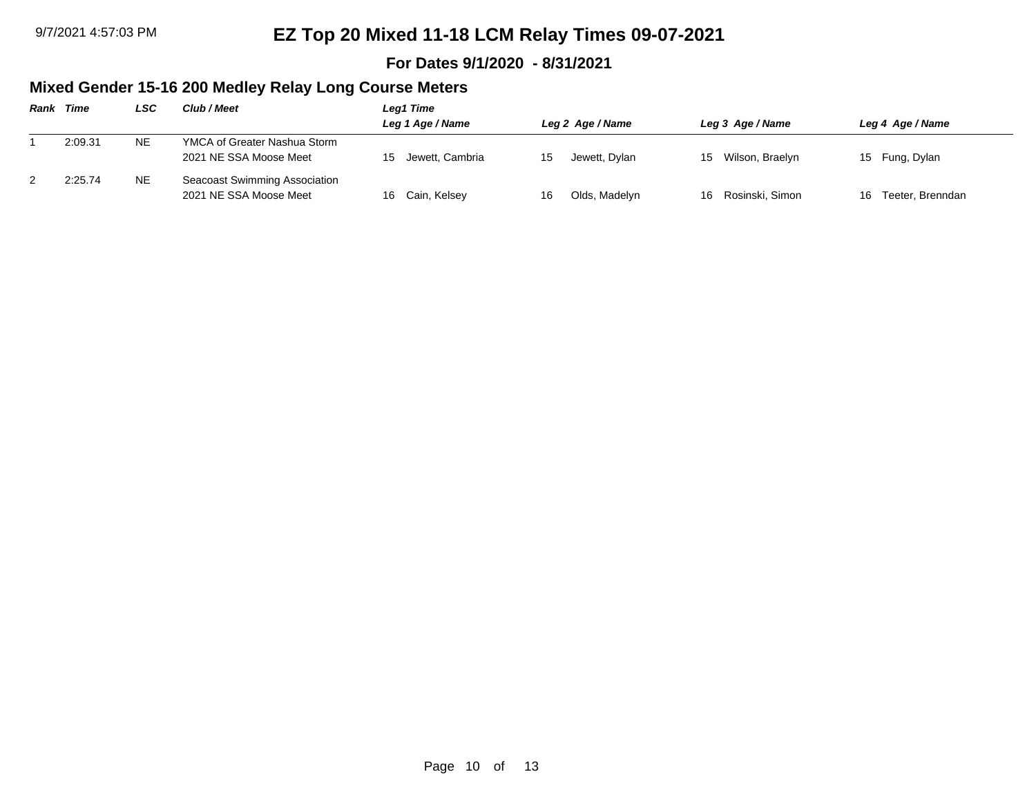# EZ Top 20 Mixed 11-18 LCM Relay Times 09-07-2021

**For Dates 9/1/2020 - 8/31/2021**

## Mixed Gender 15-16 200 Medley Relay Long Course Meters

| Rank | Time | LSC | Club / Meet | Leg1 Time<br>Leg 1 Age / Name | Leg 2 Age / Name | Leg 3 Age / Name | Leg 4 Age / Name |
|---|---|---|---|---|---|---|---|
| 1 | 2:09.31 | NE | YMCA of Greater Nashua Storm<br>2021 NE SSA Moose Meet | 15 Jewett, Cambria | 15 Jewett, Dylan | 15 Wilson, Braelyn | 15 Fung, Dylan |
| 2 | 2:25.74 | NE | Seacoast Swimming Association<br>2021 NE SSA Moose Meet | 16 Cain, Kelsey | 16 Olds, Madelyn | 16 Rosinski, Simon | 16 Teeter, Brenndan |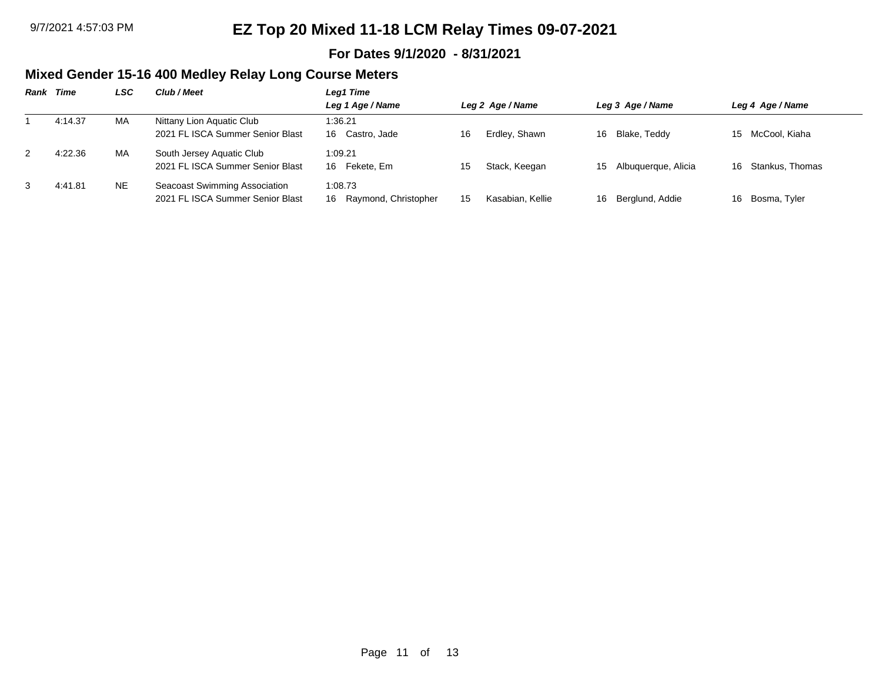# EZ Top 20 Mixed 11-18 LCM Relay Times 09-07-2021

**For Dates 9/1/2020 - 8/31/2021**

## Mixed Gender 15-16 400 Medley Relay Long Course Meters

| Rank | Time | LSC | Club / Meet | Leg1 Time<br>Leg 1 Age / Name | Leg 2 Age / Name | Leg 3 Age / Name | Leg 4 Age / Name |
|---|---|---|---|---|---|---|---|
| 1 | 4:14.37 | MA | Nittany Lion Aquatic Club<br>2021 FL ISCA Summer Senior Blast | 1:36.21<br>16 Castro, Jade | 16 Erdley, Shawn | 16 Blake, Teddy | 15 McCool, Kiaha |
| 2 | 4:22.36 | MA | South Jersey Aquatic Club<br>2021 FL ISCA Summer Senior Blast | 1:09.21<br>16 Fekete, Em | 15 Stack, Keegan | 15 Albuquerque, Alicia | 16 Stankus, Thomas |
| 3 | 4:41.81 | NE | Seacoast Swimming Association<br>2021 FL ISCA Summer Senior Blast | 1:08.73<br>16 Raymond, Christopher | 15 Kasabian, Kellie | 16 Berglund, Addie | 16 Bosma, Tyler |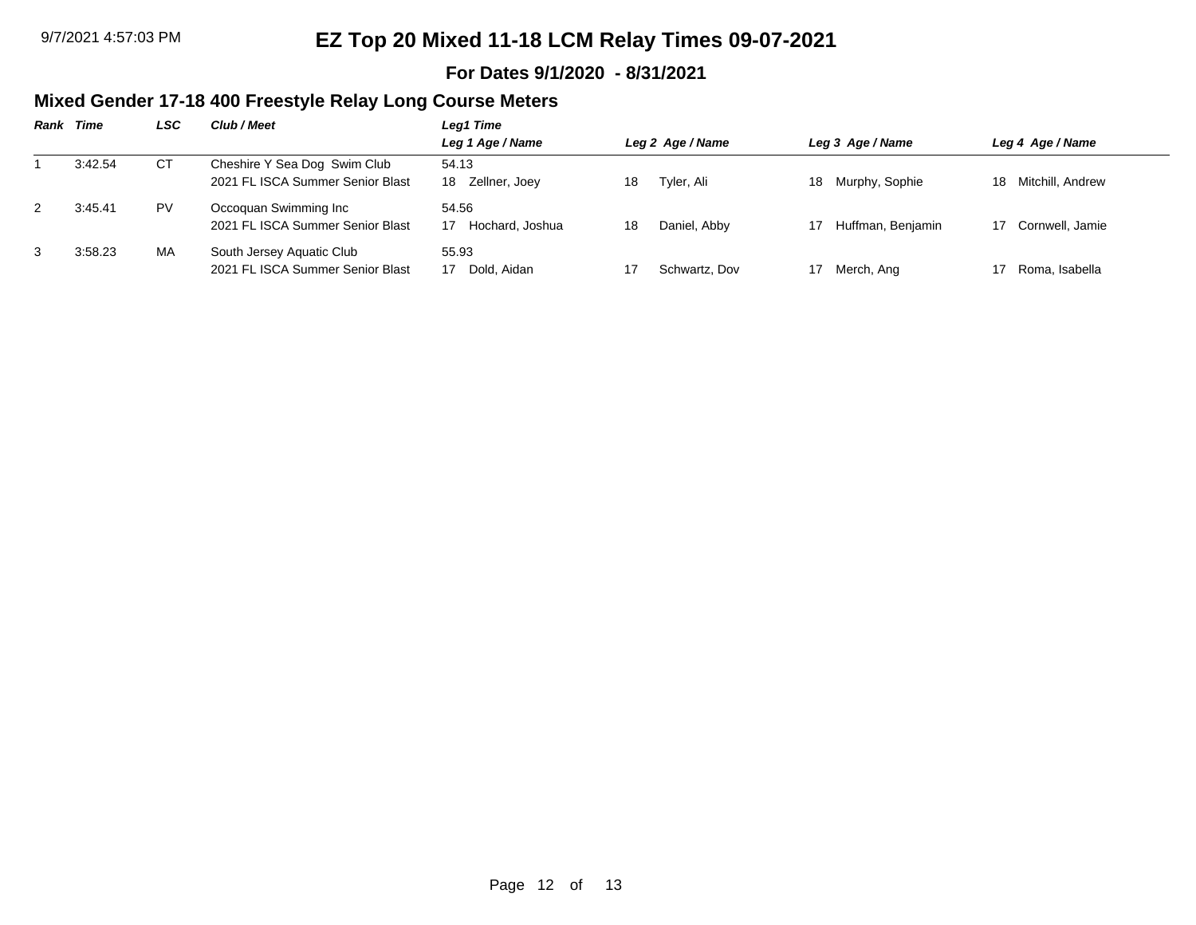# EZ Top 20 Mixed 11-18 LCM Relay Times 09-07-2021

**For Dates 9/1/2020 - 8/31/2021**

## Mixed Gender 17-18 400 Freestyle Relay Long Course Meters

| Rank | Time | LSC | Club / Meet | Leg1 Time / Leg 1 Age / Name | Leg 2 Age / Name | Leg 3 Age / Name | Leg 4 Age / Name |
|---|---|---|---|---|---|---|---|
| 1 | 3:42.54 | CT | Cheshire Y Sea Dog Swim Club<br>2021 FL ISCA Summer Senior Blast | 54.13<br>18 Zellner, Joey | 18 Tyler, Ali | 18 Murphy, Sophie | 18 Mitchill, Andrew |
| 2 | 3:45.41 | PV | Occoquan Swimming Inc<br>2021 FL ISCA Summer Senior Blast | 54.56<br>17 Hochard, Joshua | 18 Daniel, Abby | 17 Huffman, Benjamin | 17 Cornwell, Jamie |
| 3 | 3:58.23 | MA | South Jersey Aquatic Club<br>2021 FL ISCA Summer Senior Blast | 55.93<br>17 Dold, Aidan | 17 Schwartz, Dov | 17 Merch, Ang | 17 Roma, Isabella |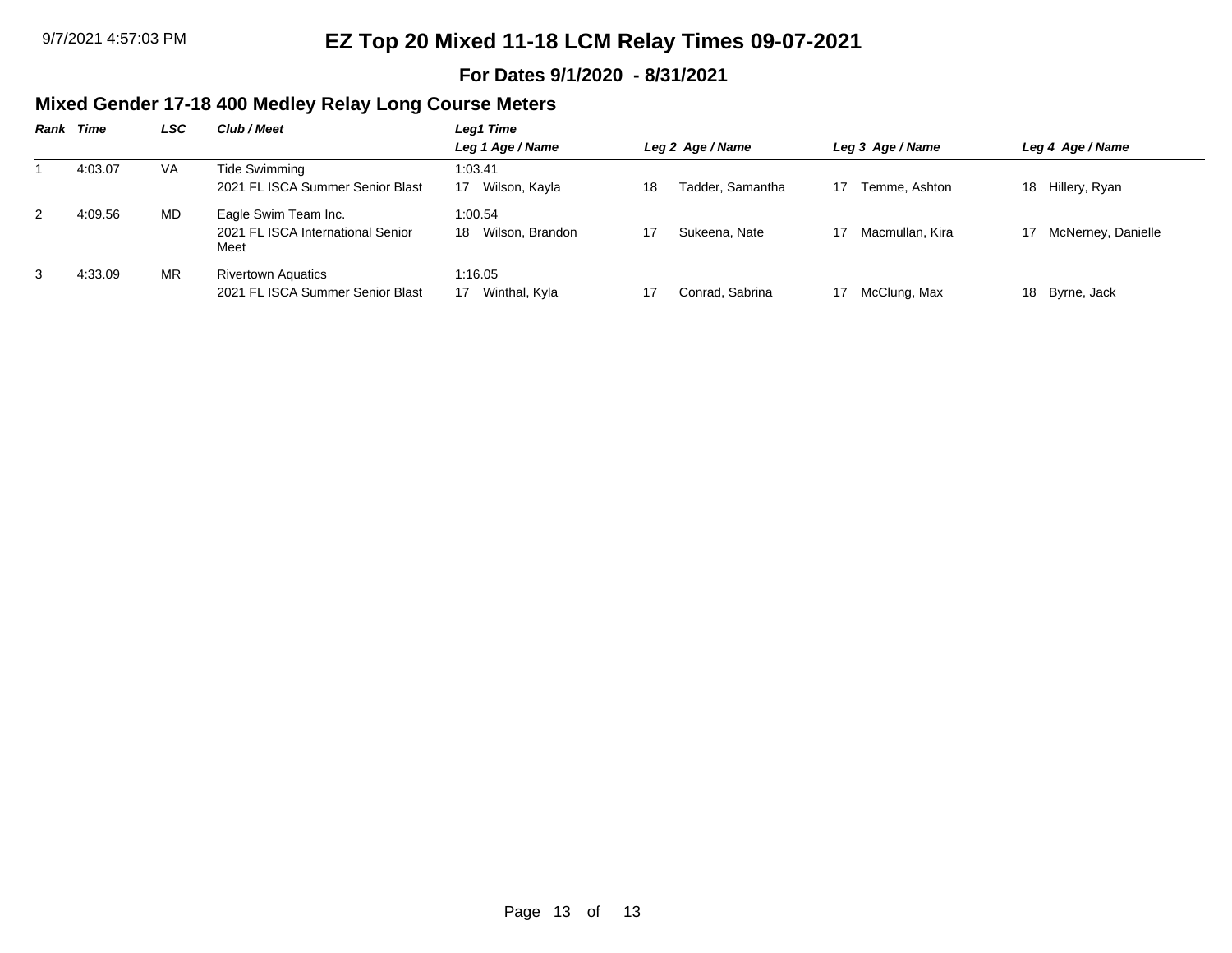# EZ Top 20 Mixed 11-18 LCM Relay Times 09-07-2021

**For Dates 9/1/2020 - 8/31/2021**

## Mixed Gender 17-18 400 Medley Relay Long Course Meters

| *Rank* | *Time* | *LSC* | *Club / Meet* | *Leg1 Time*<br>*Leg 1 Age / Name* | *Leg 2 Age / Name* | *Leg 3 Age / Name* | *Leg 4 Age / Name* |
|---|---|---|---|---|---|---|---|
| 1 | 4:03.07 | VA | Tide Swimming<br>2021 FL ISCA Summer Senior Blast | 1:03.41<br>17 Wilson, Kayla | 18 Tadder, Samantha | 17 Temme, Ashton | 18 Hillery, Ryan |
| 2 | 4:09.56 | MD | Eagle Swim Team Inc.<br>2021 FL ISCA International Senior Meet | 1:00.54<br>18 Wilson, Brandon | 17 Sukeena, Nate | 17 Macmullan, Kira | 17 McNerney, Danielle |
| 3 | 4:33.09 | MR | Rivertown Aquatics<br>2021 FL ISCA Summer Senior Blast | 1:16.05<br>17 Winthal, Kyla | 17 Conrad, Sabrina | 17 McClung, Max | 18 Byrne, Jack |